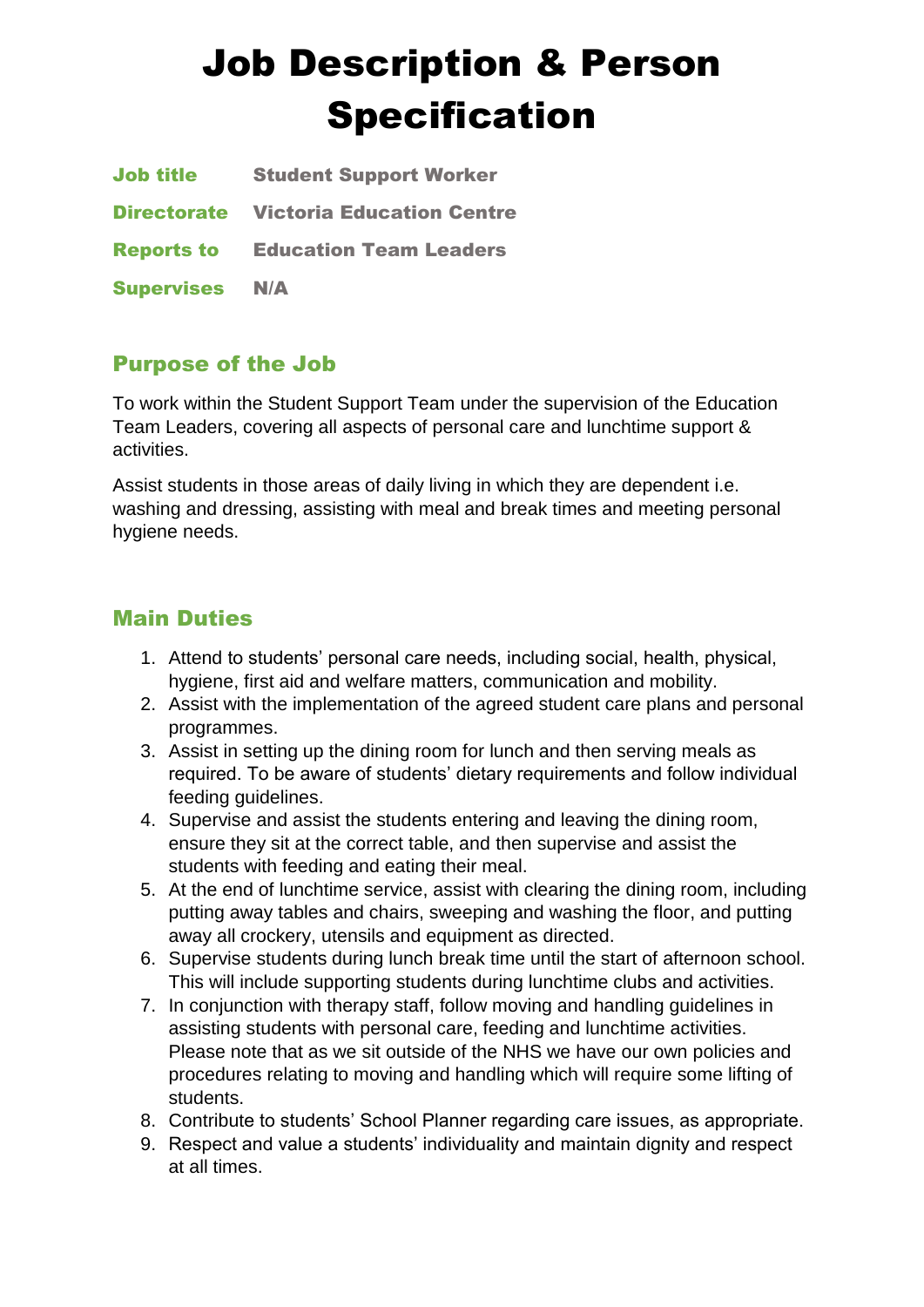# Job Description & Person Specification

| | |
|---|---|
| **Job title** | **Student Support Worker** |
| **Directorate** | **Victoria Education Centre** |
| **Reports to** | **Education Team Leaders** |
| **Supervises** | **N/A** |

## Purpose of the Job

To work within the Student Support Team under the supervision of the Education Team Leaders, covering all aspects of personal care and lunchtime support & activities.

Assist students in those areas of daily living in which they are dependent i.e. washing and dressing, assisting with meal and break times and meeting personal hygiene needs.

## Main Duties

1. Attend to students' personal care needs, including social, health, physical, hygiene, first aid and welfare matters, communication and mobility.
2. Assist with the implementation of the agreed student care plans and personal programmes.
3. Assist in setting up the dining room for lunch and then serving meals as required. To be aware of students' dietary requirements and follow individual feeding guidelines.
4. Supervise and assist the students entering and leaving the dining room, ensure they sit at the correct table, and then supervise and assist the students with feeding and eating their meal.
5. At the end of lunchtime service, assist with clearing the dining room, including putting away tables and chairs, sweeping and washing the floor, and putting away all crockery, utensils and equipment as directed.
6. Supervise students during lunch break time until the start of afternoon school. This will include supporting students during lunchtime clubs and activities.
7. In conjunction with therapy staff, follow moving and handling guidelines in assisting students with personal care, feeding and lunchtime activities. Please note that as we sit outside of the NHS we have our own policies and procedures relating to moving and handling which will require some lifting of students.
8. Contribute to students' School Planner regarding care issues, as appropriate.
9. Respect and value a students' individuality and maintain dignity and respect at all times.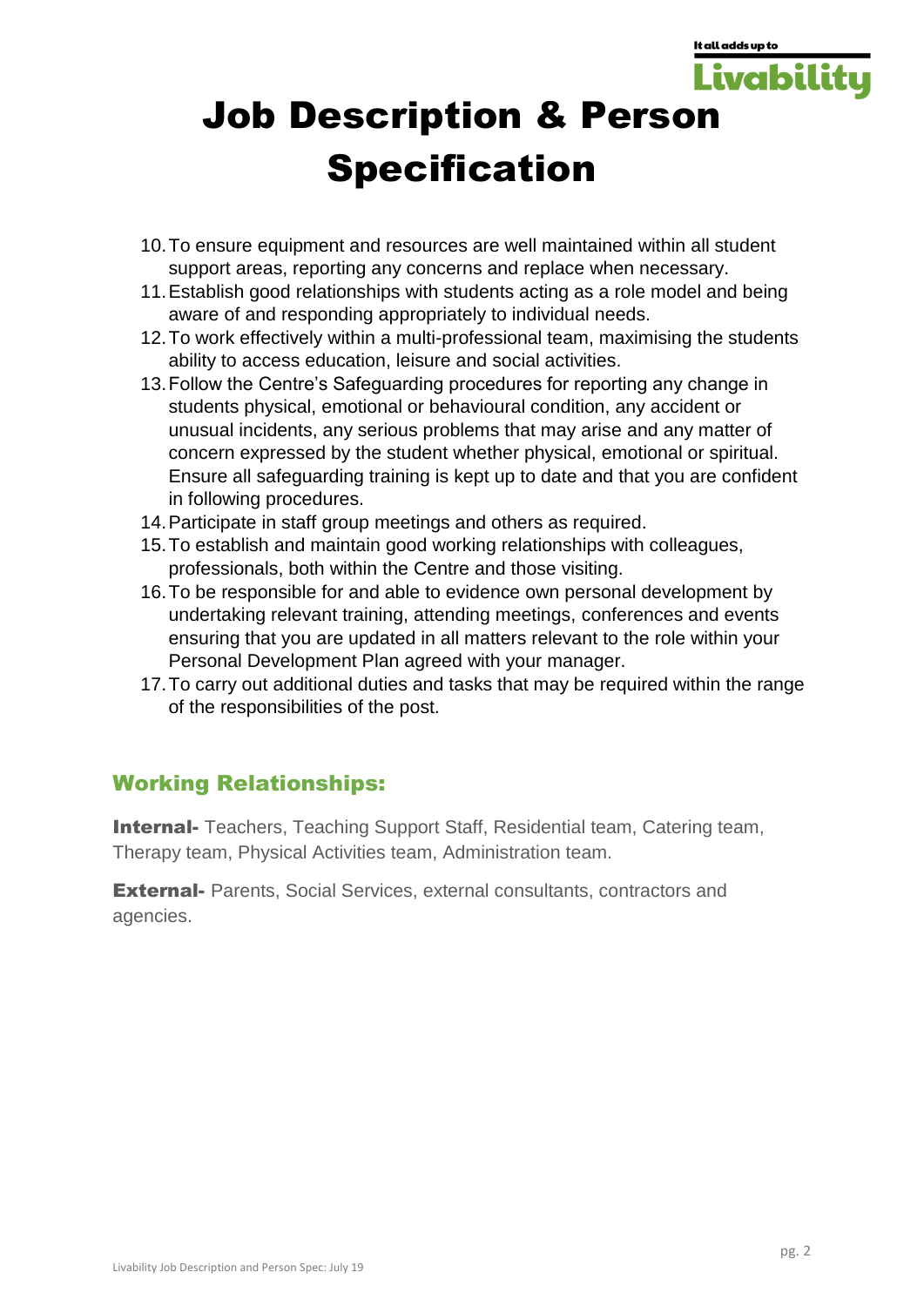# Job Description & Person Specification

10. To ensure equipment and resources are well maintained within all student support areas, reporting any concerns and replace when necessary.
11. Establish good relationships with students acting as a role model and being aware of and responding appropriately to individual needs.
12. To work effectively within a multi-professional team, maximising the students ability to access education, leisure and social activities.
13. Follow the Centre's Safeguarding procedures for reporting any change in students physical, emotional or behavioural condition, any accident or unusual incidents, any serious problems that may arise and any matter of concern expressed by the student whether physical, emotional or spiritual. Ensure all safeguarding training is kept up to date and that you are confident in following procedures.
14. Participate in staff group meetings and others as required.
15. To establish and maintain good working relationships with colleagues, professionals, both within the Centre and those visiting.
16. To be responsible for and able to evidence own personal development by undertaking relevant training, attending meetings, conferences and events ensuring that you are updated in all matters relevant to the role within your Personal Development Plan agreed with your manager.
17. To carry out additional duties and tasks that may be required within the range of the responsibilities of the post.

## Working Relationships:

**Internal-** Teachers, Teaching Support Staff, Residential team, Catering team, Therapy team, Physical Activities team, Administration team.

**External-** Parents, Social Services, external consultants, contractors and agencies.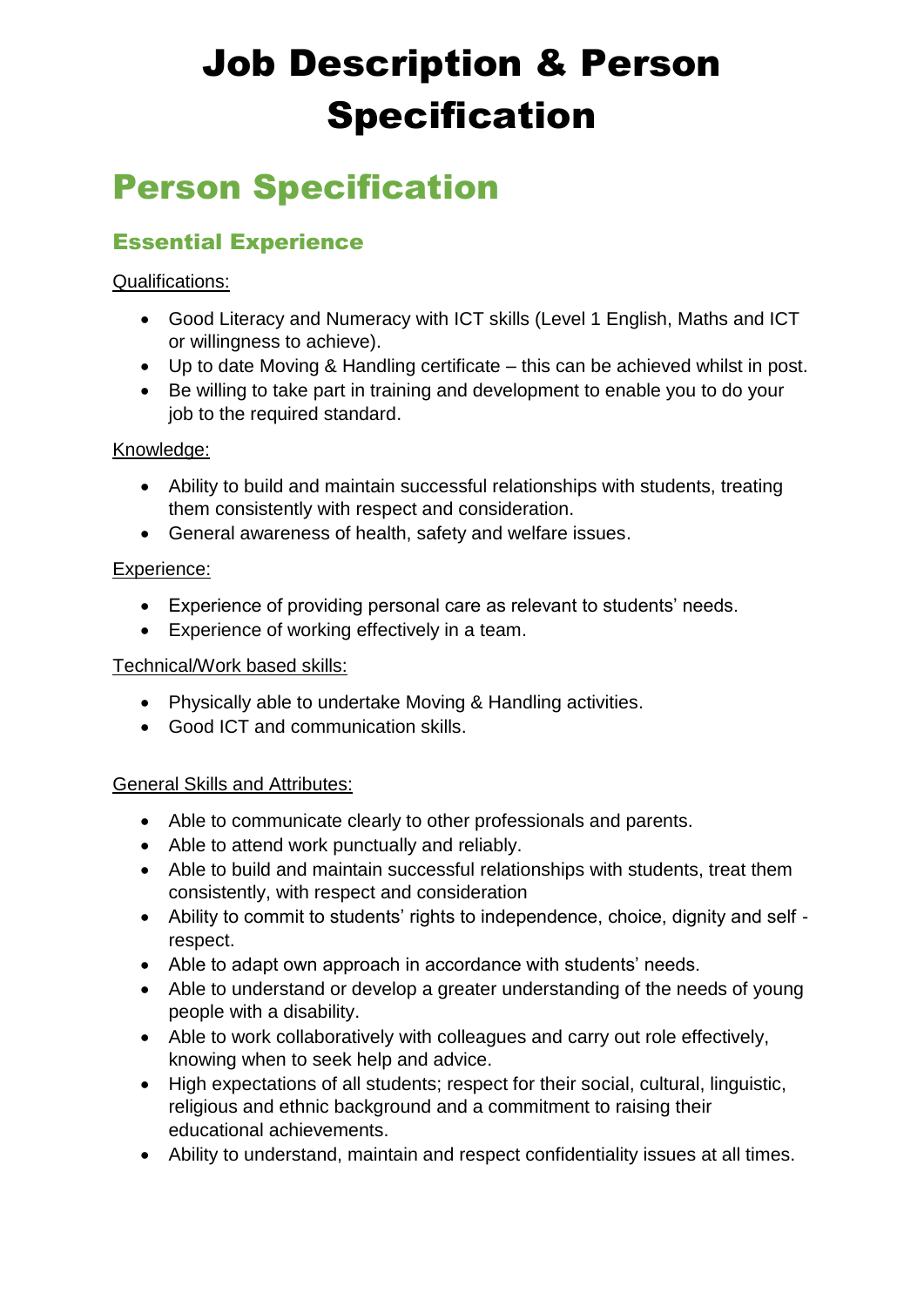# Job Description & Person Specification

## Person Specification

### Essential Experience

Qualifications:

- Good Literacy and Numeracy with ICT skills (Level 1 English, Maths and ICT or willingness to achieve).
- Up to date Moving & Handling certificate – this can be achieved whilst in post.
- Be willing to take part in training and development to enable you to do your job to the required standard.

Knowledge:

- Ability to build and maintain successful relationships with students, treating them consistently with respect and consideration.
- General awareness of health, safety and welfare issues.

Experience:

- Experience of providing personal care as relevant to students' needs.
- Experience of working effectively in a team.

Technical/Work based skills:

- Physically able to undertake Moving & Handling activities.
- Good ICT and communication skills.

General Skills and Attributes:

- Able to communicate clearly to other professionals and parents.
- Able to attend work punctually and reliably.
- Able to build and maintain successful relationships with students, treat them consistently, with respect and consideration
- Ability to commit to students' rights to independence, choice, dignity and self - respect.
- Able to adapt own approach in accordance with students' needs.
- Able to understand or develop a greater understanding of the needs of young people with a disability.
- Able to work collaboratively with colleagues and carry out role effectively, knowing when to seek help and advice.
- High expectations of all students; respect for their social, cultural, linguistic, religious and ethnic background and a commitment to raising their educational achievements.
- Ability to understand, maintain and respect confidentiality issues at all times.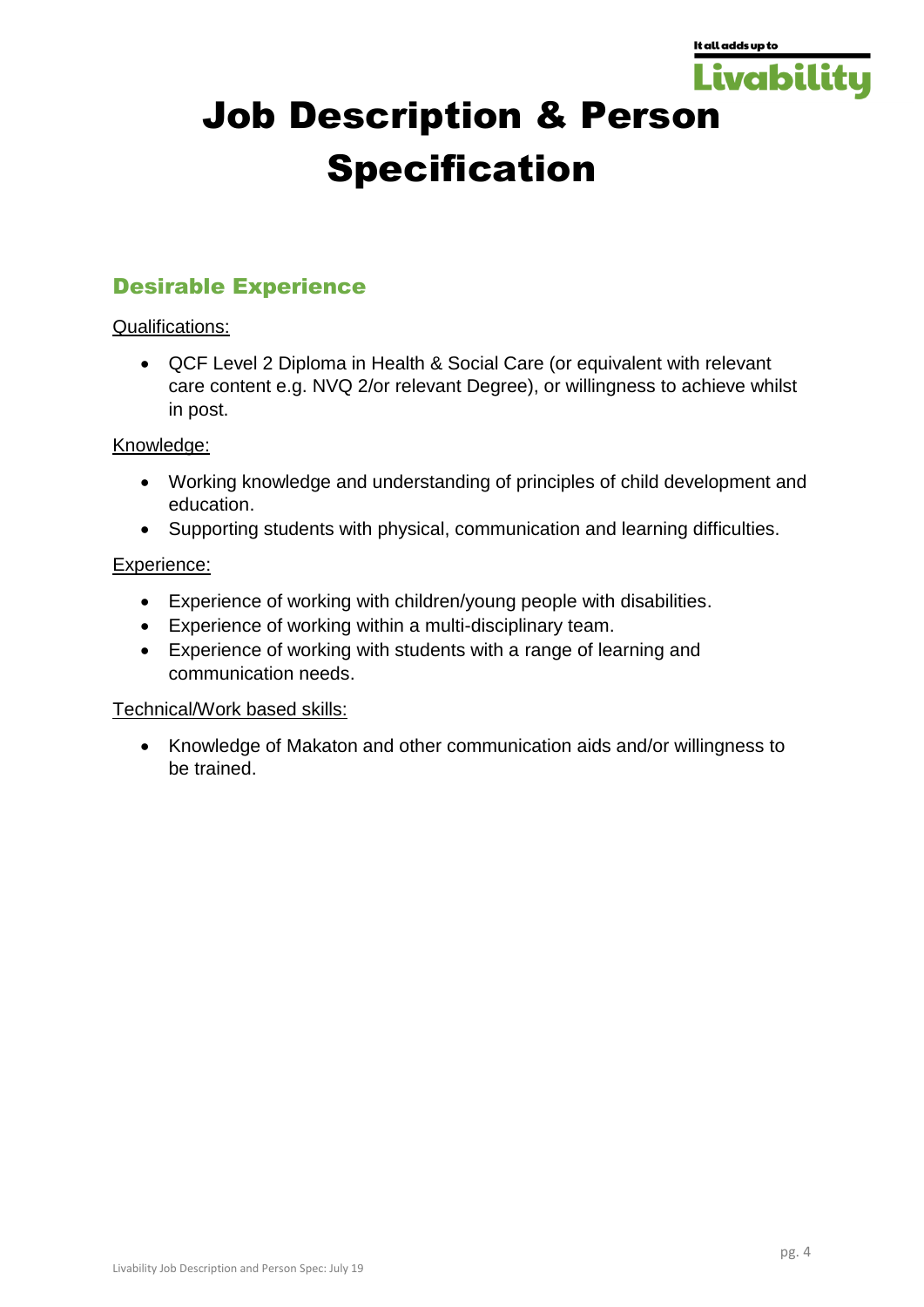# Job Description & Person Specification

## Desirable Experience

Qualifications:

- QCF Level 2 Diploma in Health & Social Care (or equivalent with relevant care content e.g. NVQ 2/or relevant Degree), or willingness to achieve whilst in post.

Knowledge:

- Working knowledge and understanding of principles of child development and education.
- Supporting students with physical, communication and learning difficulties.

Experience:

- Experience of working with children/young people with disabilities.
- Experience of working within a multi-disciplinary team.
- Experience of working with students with a range of learning and communication needs.

Technical/Work based skills:

- Knowledge of Makaton and other communication aids and/or willingness to be trained.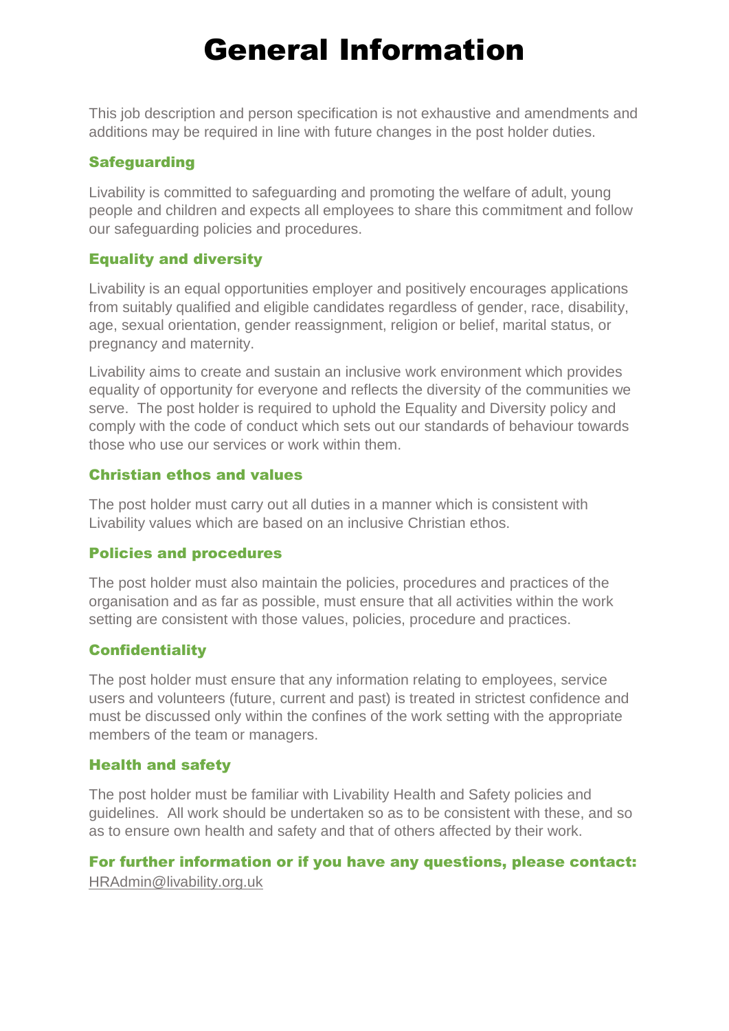# General Information

This job description and person specification is not exhaustive and amendments and additions may be required in line with future changes in the post holder duties.

## Safeguarding

Livability is committed to safeguarding and promoting the welfare of adult, young people and children and expects all employees to share this commitment and follow our safeguarding policies and procedures.

## Equality and diversity

Livability is an equal opportunities employer and positively encourages applications from suitably qualified and eligible candidates regardless of gender, race, disability, age, sexual orientation, gender reassignment, religion or belief, marital status, or pregnancy and maternity.

Livability aims to create and sustain an inclusive work environment which provides equality of opportunity for everyone and reflects the diversity of the communities we serve. The post holder is required to uphold the Equality and Diversity policy and comply with the code of conduct which sets out our standards of behaviour towards those who use our services or work within them.

## Christian ethos and values

The post holder must carry out all duties in a manner which is consistent with Livability values which are based on an inclusive Christian ethos.

## Policies and procedures

The post holder must also maintain the policies, procedures and practices of the organisation and as far as possible, must ensure that all activities within the work setting are consistent with those values, policies, procedure and practices.

## Confidentiality

The post holder must ensure that any information relating to employees, service users and volunteers (future, current and past) is treated in strictest confidence and must be discussed only within the confines of the work setting with the appropriate members of the team or managers.

## Health and safety

The post holder must be familiar with Livability Health and Safety policies and guidelines. All work should be undertaken so as to be consistent with these, and so as to ensure own health and safety and that of others affected by their work.

**For further information or if you have any questions, please contact:**
HRAdmin@livability.org.uk